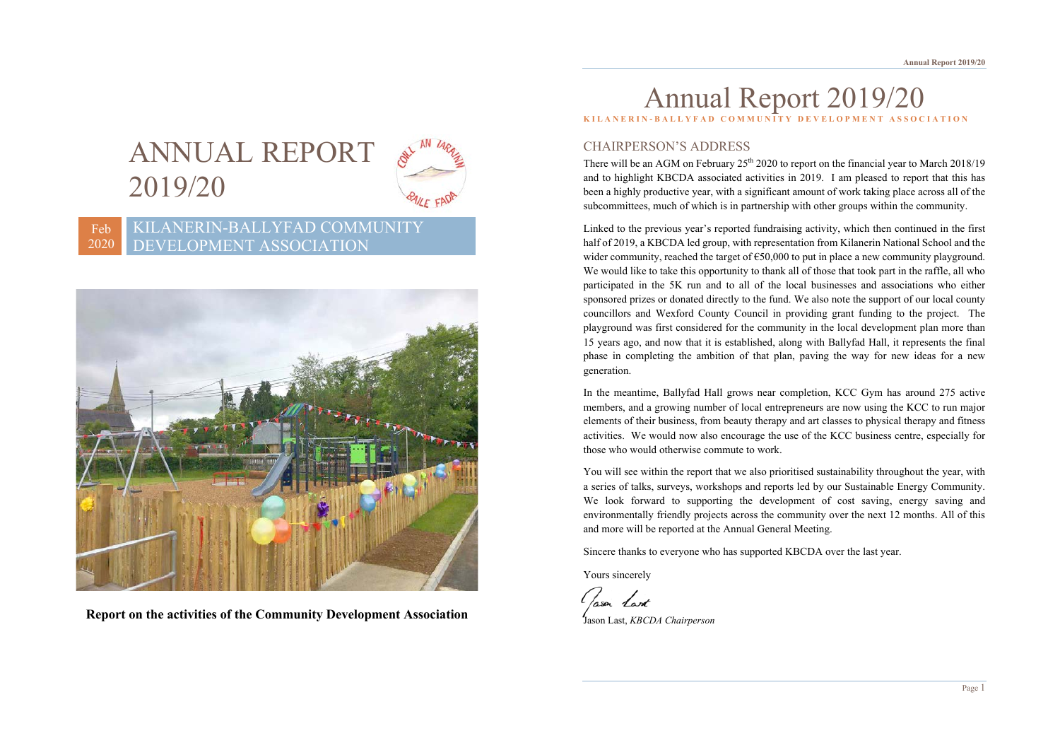# ANNUAL REPORT 2019/20

Feb 2020

KILANERIN-BALLYFAD COMMUNITY DEVELOPMENT ASSOCIATION

**Report on the activities of the Community Development Association**

# Annual Report 2019/20

KILANERIN-BALLYFAD COMMUNITY DEVELOPMENT ASSOCIATION

## CHAIRPERSON'S ADDRESS

There will be an AGM on February 25th 2020 to report on the financial year to March 2018/19 and to highlight KBCDA associated activities in 2019. I am pleased to report that this has been a highly productive year, with a significant amount of work taking place across all of the subcommittees, much of which is in partnership with other groups within the community.

Linked to the previous year's reported fundraising activity, which then continued in the first half of 2019, a KBCDA led group, with representation from Kilanerin National School and the wider community, reached the target of €50,000 to put in place a new community playground. We would like to take this opportunity to thank all of those that took part in the raffle, all who participated in the 5K run and to all of the local businesses and associations who either sponsored prizes or donated directly to the fund. We also note the support of our local county councillors and Wexford County Council in providing grant funding to the project. The playground was first considered for the community in the local development plan more than 15 years ago, and now that it is established, along with Ballyfad Hall, it represents the final phase in completing the ambition of that plan, paving the way for new ideas for a new generation.

In the meantime, Ballyfad Hall grows near completion, KCC Gym has around 275 active members, and a growing number of local entrepreneurs are now using the KCC to run major elements of their business, from beauty therapy and art classes to physical therapy and fitness activities. We would now also encourage the use of the KCC business centre, especially for those who would otherwise commute to work.

You will see within the report that we also prioritised sustainability throughout the year, with a series of talks, surveys, workshops and reports led by our Sustainable Energy Community. We look forward to supporting the development of cost saving, energy saving and environmentally friendly projects across the community over the next 12 months. All of this and more will be reported at the Annual General Meeting.

Sincere thanks to everyone who has supported KBCDA over the last year.

Yours sincerely

Jason Last, *KBCDA Chairperson*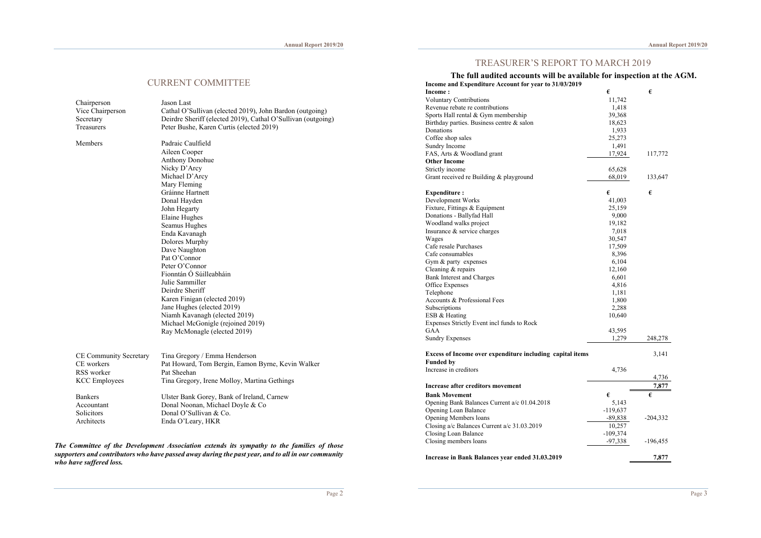## CURRENT COMMITTEE

| | |
|---|---|
| Chairperson | Jason Last |
| Vice Chairperson | Cathal O'Sullivan (elected 2019), John Bardon (outgoing) |
| Secretary | Deirdre Sheriff (elected 2019), Cathal O'Sullivan (outgoing) |
| Treasurers | Peter Bushe, Karen Curtis (elected 2019) |
| Members | Padraic Caulfield |
| | Aileen Cooper |
| | Anthony Donohue |
| | Nicky D'Arcy |
| | Michael D'Arcy |
| | Mary Fleming |
| | Gráinne Hartnett |
| | Donal Hayden |
| | John Hegarty |
| | Elaine Hughes |
| | Seamus Hughes |
| | Enda Kavanagh |
| | Dolores Murphy |
| | Dave Naughton |
| | Pat O'Connor |
| | Peter O'Connor |
| | Fionntán Ó Súilleabháin |
| | Julie Sammiller |
| | Deirdre Sheriff |
| | Karen Finigan (elected 2019) |
| | Jane Hughes (elected 2019) |
| | Niamh Kavanagh (elected 2019) |
| | Michael McGonigle (rejoined 2019) |
| | Ray McMonagle (elected 2019) |

| | |
|---|---|
| CE Community Secretary | Tina Gregory / Emma Henderson |
| CE workers | Pat Howard, Tom Bergin, Eamon Byrne, Kevin Walker |
| RSS worker | Pat Sheehan |
| KCC Employees | Tina Gregory, Irene Molloy, Martina Gethings |

| | |
|---|---|
| Bankers | Ulster Bank Gorey, Bank of Ireland, Carnew |
| Accountant | Donal Noonan, Michael Doyle & Co |
| Solicitors | Donal O'Sullivan & Co. |
| Architects | Enda O'Leary, HKR |

***The Committee of the Development Association extends its sympathy to the families of those supporters and contributors who have passed away during the past year, and to all in our community who have suffered loss.***

## TREASURER'S REPORT TO MARCH 2019

### The full audited accounts will be available for inspection at the AGM.

**Income and Expenditure Account for year to 31/03/2019**

| | | |
|---|---|---|
| **Income :** | **€** | **€** |
| Voluntary Contributions | 11,742 | |
| Revenue rebate re contributions | 1,418 | |
| Sports Hall rental & Gym membership | 39,368 | |
| Birthday parties. Business centre & salon | 18,623 | |
| Donations | 1,933 | |
| Coffee shop sales | 25,273 | |
| Sundry Income | 1,491 | |
| FAS, Arts & Woodland grant | 17,924 | 117,772 |
| **Other Income** | | |
| Strictly income | 65,628 | |
| Grant received re Building & playground | 68,019 | 133,647 |
| **Expenditure :** | **€** | **€** |
| Development Works | 41,003 | |
| Fixture, Fittings & Equipment | 25,159 | |
| Donations - Ballyfad Hall | 9,000 | |
| Woodland walks project | 19,182 | |
| Insurance & service charges | 7,018 | |
| Wages | 30,547 | |
| Cafe resale Purchases | 17,509 | |
| Cafe consumables | 8,396 | |
| Gym & party expenses | 6,104 | |
| Cleaning & repairs | 12,160 | |
| Bank Interest and Charges | 6,601 | |
| Office Expenses | 4,816 | |
| Telephone | 1,181 | |
| Accounts & Professional Fees | 1,800 | |
| Subscriptions | 2,288 | |
| ESB & Heating | 10,640 | |
| Expenses Strictly Event incl funds to Rock GAA | 43,595 | |
| Sundry Expenses | 1,279 | 248,278 |
| **Excess of Income over expenditure including capital items** | | 3,141 |
| **Funded by** | | |
| Increase in creditors | 4,736 | |
| | | 4,736 |
| **Increase after creditors movement** | | **7,877** |
| **Bank Movement** | **€** | **€** |
| Opening Bank Balances Current a/c 01.04.2018 | 5,143 | |
| Opening Loan Balance | -119,637 | |
| Opening Members loans | -89,838 | -204,332 |
| Closing a/c Balances Current a/c 31.03.2019 | 10,257 | |
| Closing Loan Balance | -109,374 | |
| Closing members loans | -97,338 | -196,455 |
| **Increase in Bank Balances year ended 31.03.2019** | | **7,877** |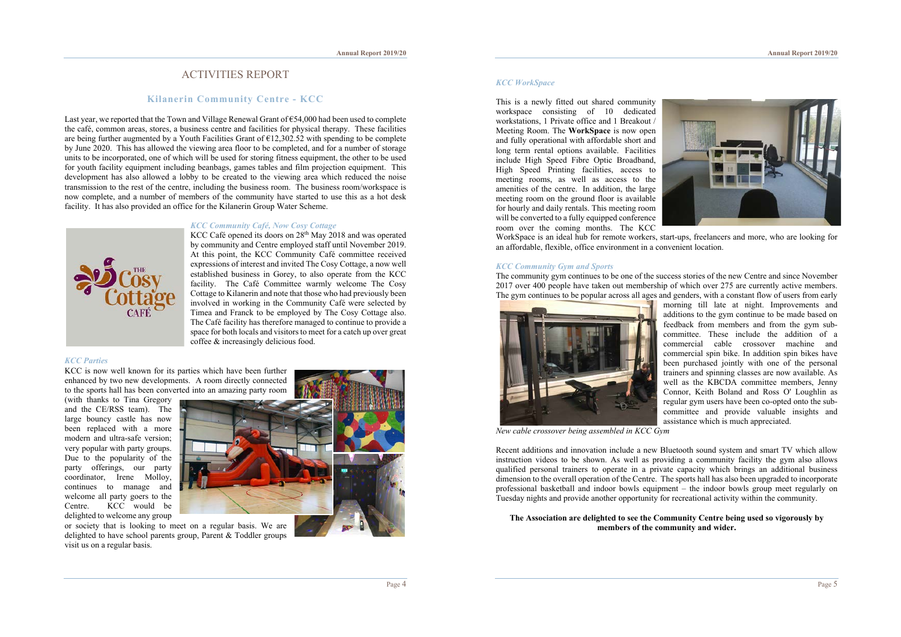# ACTIVITIES REPORT

## Kilanerin Community Centre - KCC

Last year, we reported that the Town and Village Renewal Grant of €54,000 had been used to complete the café, common areas, stores, a business centre and facilities for physical therapy. These facilities are being further augmented by a Youth Facilities Grant of €12,302.52 with spending to be complete by June 2020. This has allowed the viewing area floor to be completed, and for a number of storage units to be incorporated, one of which will be used for storing fitness equipment, the other to be used for youth facility equipment including beanbags, games tables and film projection equipment. This development has also allowed a lobby to be created to the viewing area which reduced the noise transmission to the rest of the centre, including the business room. The business room/workspace is now complete, and a number of members of the community have started to use this as a hot desk facility. It has also provided an office for the Kilanerin Group Water Scheme.

### *KCC Community Café, Now Cosy Cottage*

KCC Café opened its doors on 28th May 2018 and was operated by community and Centre employed staff until November 2019. At this point, the KCC Community Café committee received expressions of interest and invited The Cosy Cottage, a now well established business in Gorey, to also operate from the KCC facility. The Café Committee warmly welcome The Cosy Cottage to Kilanerin and note that those who had previously been involved in working in the Community Café were selected by Timea and Franck to be employed by The Cosy Cottage also. The Café facility has therefore managed to continue to provide a space for both locals and visitors to meet for a catch up over great coffee & increasingly delicious food.

### *KCC Parties*

KCC is now well known for its parties which have been further enhanced by two new developments. A room directly connected to the sports hall has been converted into an amazing party room (with thanks to Tina Gregory and the CE/RSS team). The large bouncy castle has now been replaced with a more modern and ultra-safe version; very popular with party groups. Due to the popularity of the party offerings, our party coordinator, Irene Molloy, continues to manage and welcome all party goers to the Centre. KCC would be delighted to welcome any group or society that is looking to meet on a regular basis. We are delighted to have school parents group, Parent & Toddler groups visit us on a regular basis.

### *KCC WorkSpace*

This is a newly fitted out shared community workspace consisting of 10 dedicated workstations, 1 Private office and 1 Breakout / Meeting Room. The **WorkSpace** is now open and fully operational with affordable short and long term rental options available. Facilities include High Speed Fibre Optic Broadband, High Speed Printing facilities, access to meeting rooms, as well as access to the amenities of the centre. In addition, the large meeting room on the ground floor is available for hourly and daily rentals. This meeting room will be converted to a fully equipped conference room over the coming months. The KCC WorkSpace is an ideal hub for remote workers, start-ups, freelancers and more, who are looking for an affordable, flexible, office environment in a convenient location.

### *KCC Community Gym and Sports*

The community gym continues to be one of the success stories of the new Centre and since November 2017 over 400 people have taken out membership of which over 275 are currently active members. The gym continues to be popular across all ages and genders, with a constant flow of users from early morning till late at night. Improvements and additions to the gym continue to be made based on feedback from members and from the gym sub-committee. These include the addition of a commercial cable crossover machine and commercial spin bike. In addition spin bikes have been purchased jointly with one of the personal trainers and spinning classes are now available. As well as the KBCDA committee members, Jenny Connor, Keith Boland and Ross O' Loughlin as regular gym users have been co-opted onto the sub-committee and provide valuable insights and assistance which is much appreciated.

*New cable crossover being assembled in KCC Gym*

Recent additions and innovation include a new Bluetooth sound system and smart TV which allow instruction videos to be shown. As well as providing a community facility the gym also allows qualified personal trainers to operate in a private capacity which brings an additional business dimension to the overall operation of the Centre. The sports hall has also been upgraded to incorporate professional basketball and indoor bowls equipment – the indoor bowls group meet regularly on Tuesday nights and provide another opportunity for recreational activity within the community.

**The Association are delighted to see the Community Centre being used so vigorously by members of the community and wider.**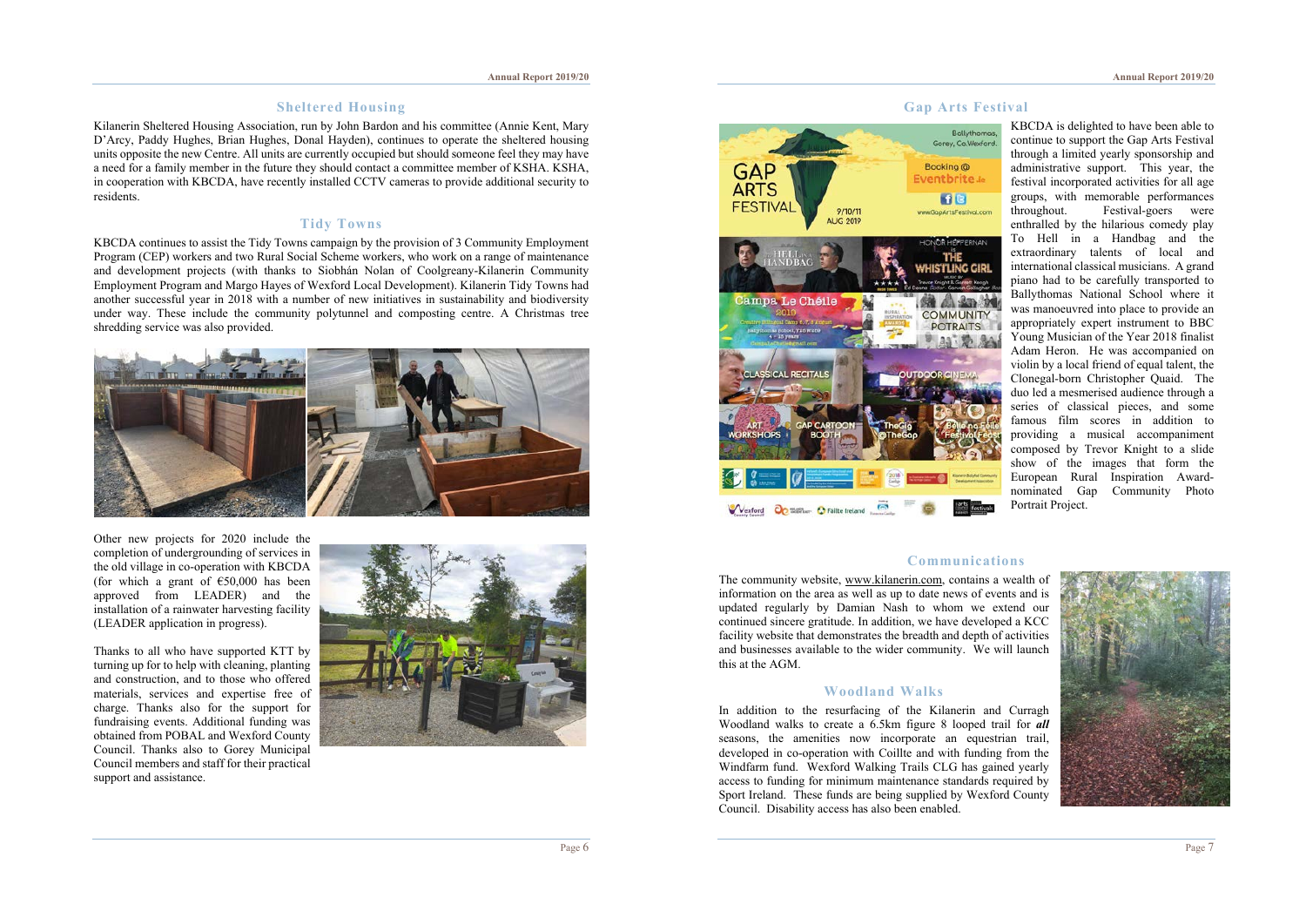## Sheltered Housing

Kilanerin Sheltered Housing Association, run by John Bardon and his committee (Annie Kent, Mary D'Arcy, Paddy Hughes, Brian Hughes, Donal Hayden), continues to operate the sheltered housing units opposite the new Centre. All units are currently occupied but should someone feel they may have a need for a family member in the future they should contact a committee member of KSHA. KSHA, in cooperation with KBCDA, have recently installed CCTV cameras to provide additional security to residents.

## Tidy Towns

KBCDA continues to assist the Tidy Towns campaign by the provision of 3 Community Employment Program (CEP) workers and two Rural Social Scheme workers, who work on a range of maintenance and development projects (with thanks to Siobhán Nolan of Coolgreany-Kilanerin Community Employment Program and Margo Hayes of Wexford Local Development). Kilanerin Tidy Towns had another successful year in 2018 with a number of new initiatives in sustainability and biodiversity under way. These include the community polytunnel and composting centre. A Christmas tree shredding service was also provided.

Other new projects for 2020 include the completion of undergrounding of services in the old village in co-operation with KBCDA (for which a grant of €50,000 has been approved from LEADER) and the installation of a rainwater harvesting facility (LEADER application in progress).

Thanks to all who have supported KTT by turning up for to help with cleaning, planting and construction, and to those who offered materials, services and expertise free of charge. Thanks also for the support for fundraising events. Additional funding was obtained from POBAL and Wexford County Council. Thanks also to Gorey Municipal Council members and staff for their practical support and assistance.

## Gap Arts Festival

KBCDA is delighted to have been able to continue to support the Gap Arts Festival through a limited yearly sponsorship and administrative support. This year, the festival incorporated activities for all age groups, with memorable performances throughout. Festival-goers were enthralled by the hilarious comedy play To Hell in a Handbag and the extraordinary talents of local and international classical musicians. A grand piano had to be carefully transported to Ballythomas National School where it was manoeuvred into place to provide an appropriately expert instrument to BBC Young Musician of the Year 2018 finalist Adam Heron. He was accompanied on violin by a local friend of equal talent, the Clonegal-born Christopher Quaid. The duo led a mesmerised audience through a series of classical pieces, and some famous film scores in addition to providing a musical accompaniment composed by Trevor Knight to a slide show of the images that form the European Rural Inspiration Award-nominated Gap Community Photo Portrait Project.

## Communications

The community website, www.kilanerin.com, contains a wealth of information on the area as well as up to date news of events and is updated regularly by Damian Nash to whom we extend our continued sincere gratitude. In addition, we have developed a KCC facility website that demonstrates the breadth and depth of activities and businesses available to the wider community. We will launch this at the AGM.

## Woodland Walks

In addition to the resurfacing of the Kilanerin and Curragh Woodland walks to create a 6.5km figure 8 looped trail for ***all*** seasons, the amenities now incorporate an equestrian trail, developed in co-operation with Coillte and with funding from the Windfarm fund. Wexford Walking Trails CLG has gained yearly access to funding for minimum maintenance standards required by Sport Ireland. These funds are being supplied by Wexford County Council. Disability access has also been enabled.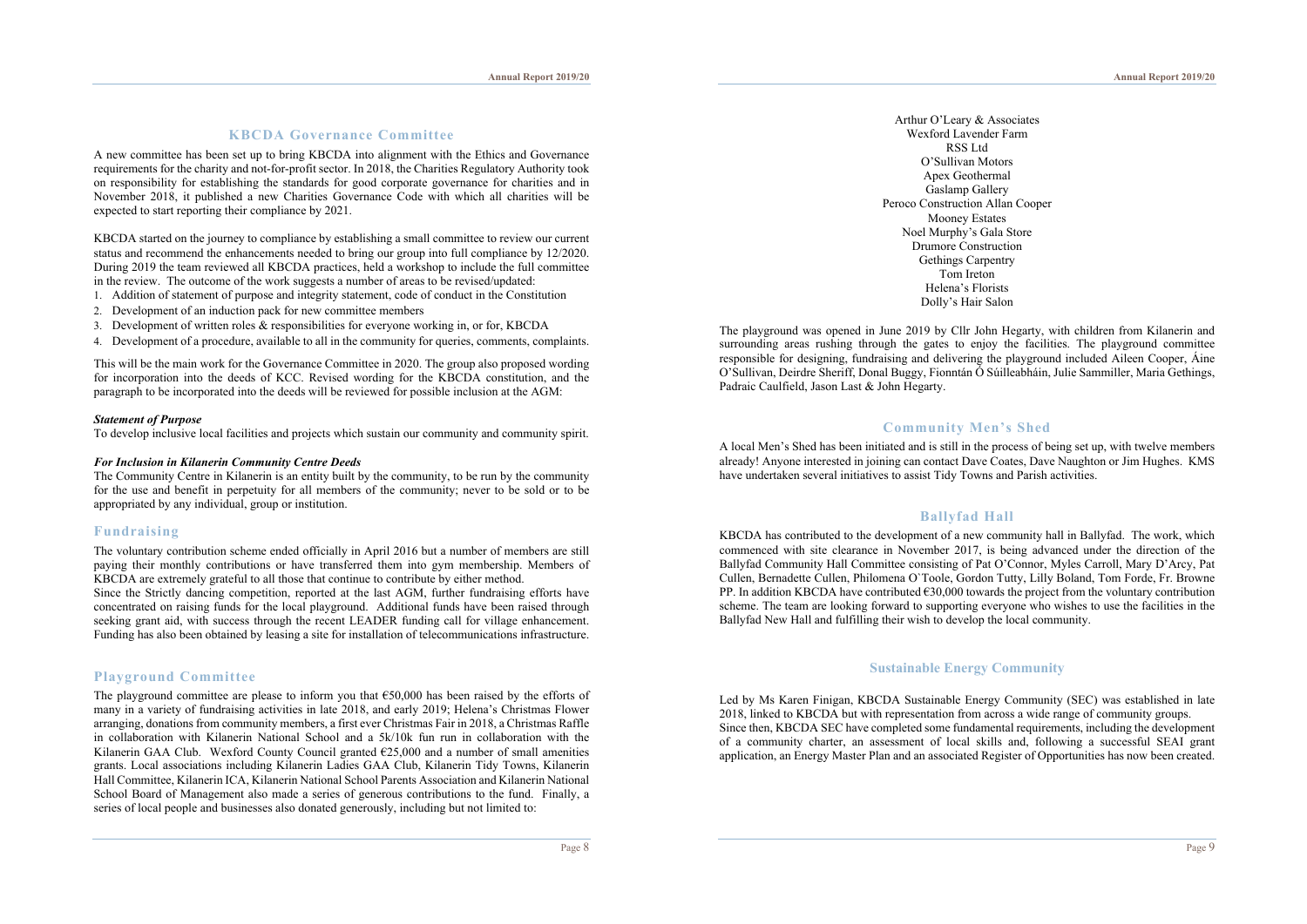## KBCDA Governance Committee

A new committee has been set up to bring KBCDA into alignment with the Ethics and Governance requirements for the charity and not-for-profit sector. In 2018, the Charities Regulatory Authority took on responsibility for establishing the standards for good corporate governance for charities and in November 2018, it published a new Charities Governance Code with which all charities will be expected to start reporting their compliance by 2021.

KBCDA started on the journey to compliance by establishing a small committee to review our current status and recommend the enhancements needed to bring our group into full compliance by 12/2020. During 2019 the team reviewed all KBCDA practices, held a workshop to include the full committee in the review. The outcome of the work suggests a number of areas to be revised/updated:

1. Addition of statement of purpose and integrity statement, code of conduct in the Constitution
2. Development of an induction pack for new committee members
3. Development of written roles & responsibilities for everyone working in, or for, KBCDA
4. Development of a procedure, available to all in the community for queries, comments, complaints.

This will be the main work for the Governance Committee in 2020. The group also proposed wording for incorporation into the deeds of KCC. Revised wording for the KBCDA constitution, and the paragraph to be incorporated into the deeds will be reviewed for possible inclusion at the AGM:

***Statement of Purpose***

To develop inclusive local facilities and projects which sustain our community and community spirit.

***For Inclusion in Kilanerin Community Centre Deeds***

The Community Centre in Kilanerin is an entity built by the community, to be run by the community for the use and benefit in perpetuity for all members of the community; never to be sold or to be appropriated by any individual, group or institution.

## Fundraising

The voluntary contribution scheme ended officially in April 2016 but a number of members are still paying their monthly contributions or have transferred them into gym membership. Members of KBCDA are extremely grateful to all those that continue to contribute by either method.

Since the Strictly dancing competition, reported at the last AGM, further fundraising efforts have concentrated on raising funds for the local playground. Additional funds have been raised through seeking grant aid, with success through the recent LEADER funding call for village enhancement. Funding has also been obtained by leasing a site for installation of telecommunications infrastructure.

## Playground Committee

The playground committee are please to inform you that €50,000 has been raised by the efforts of many in a variety of fundraising activities in late 2018, and early 2019; Helena's Christmas Flower arranging, donations from community members, a first ever Christmas Fair in 2018, a Christmas Raffle in collaboration with Kilanerin National School and a 5k/10k fun run in collaboration with the Kilanerin GAA Club. Wexford County Council granted €25,000 and a number of small amenities grants. Local associations including Kilanerin Ladies GAA Club, Kilanerin Tidy Towns, Kilanerin Hall Committee, Kilanerin ICA, Kilanerin National School Parents Association and Kilanerin National School Board of Management also made a series of generous contributions to the fund. Finally, a series of local people and businesses also donated generously, including but not limited to:

Arthur O'Leary & Associates
Wexford Lavender Farm
RSS Ltd
O'Sullivan Motors
Apex Geothermal
Gaslamp Gallery
Peroco Construction Allan Cooper
Mooney Estates
Noel Murphy's Gala Store
Drumore Construction
Gethings Carpentry
Tom Ireton
Helena's Florists
Dolly's Hair Salon

The playground was opened in June 2019 by Cllr John Hegarty, with children from Kilanerin and surrounding areas rushing through the gates to enjoy the facilities. The playground committee responsible for designing, fundraising and delivering the playground included Aileen Cooper, Áine O'Sullivan, Deirdre Sheriff, Donal Buggy, Fionntán Ó Súilleabháin, Julie Sammiller, Maria Gethings, Padraic Caulfield, Jason Last & John Hegarty.

## Community Men's Shed

A local Men's Shed has been initiated and is still in the process of being set up, with twelve members already! Anyone interested in joining can contact Dave Coates, Dave Naughton or Jim Hughes. KMS have undertaken several initiatives to assist Tidy Towns and Parish activities.

## Ballyfad Hall

KBCDA has contributed to the development of a new community hall in Ballyfad. The work, which commenced with site clearance in November 2017, is being advanced under the direction of the Ballyfad Community Hall Committee consisting of Pat O'Connor, Myles Carroll, Mary D'Arcy, Pat Cullen, Bernadette Cullen, Philomena O`Toole, Gordon Tutty, Lilly Boland, Tom Forde, Fr. Browne PP. In addition KBCDA have contributed €30,000 towards the project from the voluntary contribution scheme. The team are looking forward to supporting everyone who wishes to use the facilities in the Ballyfad New Hall and fulfilling their wish to develop the local community.

## Sustainable Energy Community

Led by Ms Karen Finigan, KBCDA Sustainable Energy Community (SEC) was established in late 2018, linked to KBCDA but with representation from across a wide range of community groups.

Since then, KBCDA SEC have completed some fundamental requirements, including the development of a community charter, an assessment of local skills and, following a successful SEAI grant application, an Energy Master Plan and an associated Register of Opportunities has now been created.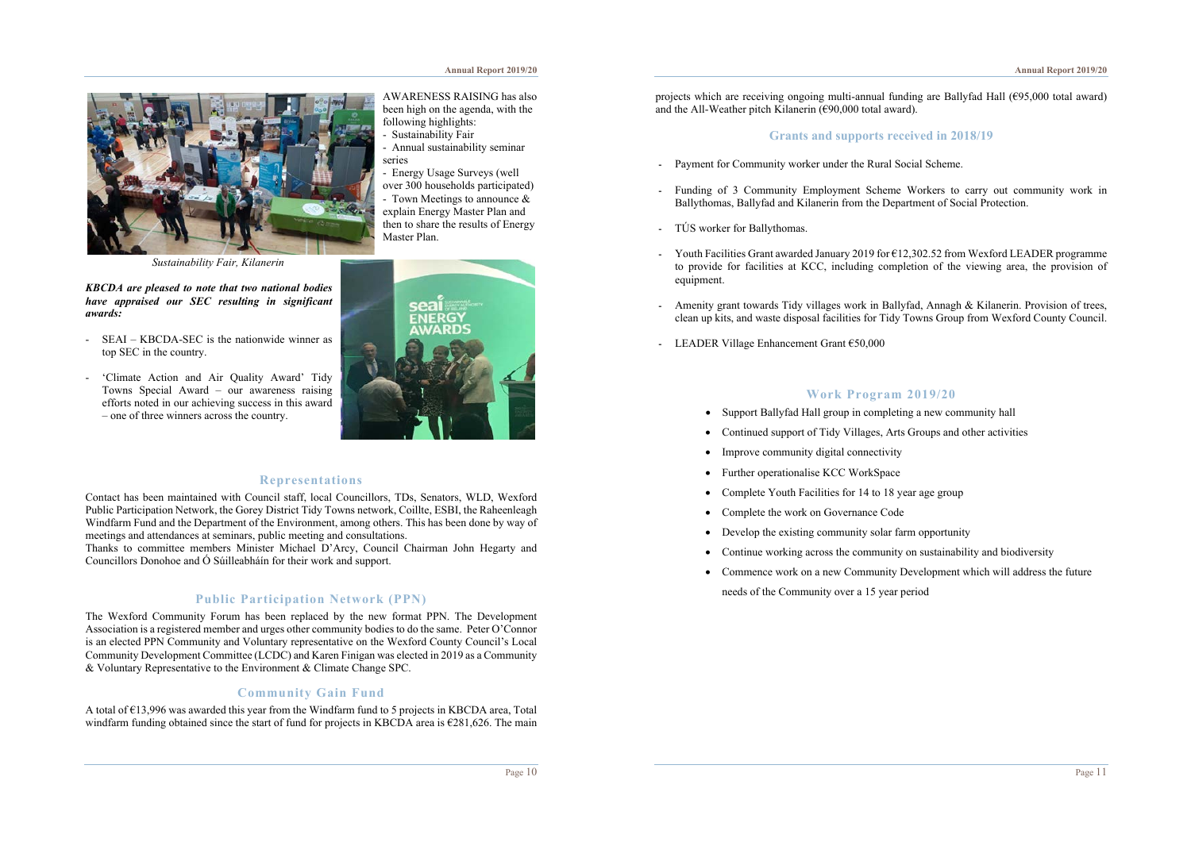AWARENESS RAISING has also been high on the agenda, with the following highlights:

- Sustainability Fair
- Annual sustainability seminar series
- Energy Usage Surveys (well over 300 households participated)
- Town Meetings to announce & explain Energy Master Plan and then to share the results of Energy Master Plan.

*Sustainability Fair, Kilanerin*

***KBCDA are pleased to note that two national bodies have appraised our SEC resulting in significant awards:***

- SEAI – KBCDA-SEC is the nationwide winner as top SEC in the country.
- 'Climate Action and Air Quality Award' Tidy Towns Special Award – our awareness raising efforts noted in our achieving success in this award – one of three winners across the country.

## Representations

Contact has been maintained with Council staff, local Councillors, TDs, Senators, WLD, Wexford Public Participation Network, the Gorey District Tidy Towns network, Coillte, ESBI, the Raheenleagh Windfarm Fund and the Department of the Environment, among others. This has been done by way of meetings and attendances at seminars, public meeting and consultations.

Thanks to committee members Minister Michael D'Arcy, Council Chairman John Hegarty and Councillors Donohoe and Ó Súilleabháin for their work and support.

## Public Participation Network (PPN)

The Wexford Community Forum has been replaced by the new format PPN. The Development Association is a registered member and urges other community bodies to do the same. Peter O'Connor is an elected PPN Community and Voluntary representative on the Wexford County Council's Local Community Development Committee (LCDC) and Karen Finigan was elected in 2019 as a Community & Voluntary Representative to the Environment & Climate Change SPC.

## Community Gain Fund

A total of €13,996 was awarded this year from the Windfarm fund to 5 projects in KBCDA area, Total windfarm funding obtained since the start of fund for projects in KBCDA area is €281,626. The main projects which are receiving ongoing multi-annual funding are Ballyfad Hall (€95,000 total award) and the All-Weather pitch Kilanerin (€90,000 total award).

## Grants and supports received in 2018/19

- Payment for Community worker under the Rural Social Scheme.
- Funding of 3 Community Employment Scheme Workers to carry out community work in Ballythomas, Ballyfad and Kilanerin from the Department of Social Protection.
- TÚS worker for Ballythomas.
- Youth Facilities Grant awarded January 2019 for €12,302.52 from Wexford LEADER programme to provide for facilities at KCC, including completion of the viewing area, the provision of equipment.
- Amenity grant towards Tidy villages work in Ballyfad, Annagh & Kilanerin. Provision of trees, clean up kits, and waste disposal facilities for Tidy Towns Group from Wexford County Council.
- LEADER Village Enhancement Grant €50,000

## Work Program 2019/20

- Support Ballyfad Hall group in completing a new community hall
- Continued support of Tidy Villages, Arts Groups and other activities
- Improve community digital connectivity
- Further operationalise KCC WorkSpace
- Complete Youth Facilities for 14 to 18 year age group
- Complete the work on Governance Code
- Develop the existing community solar farm opportunity
- Continue working across the community on sustainability and biodiversity
- Commence work on a new Community Development which will address the future needs of the Community over a 15 year period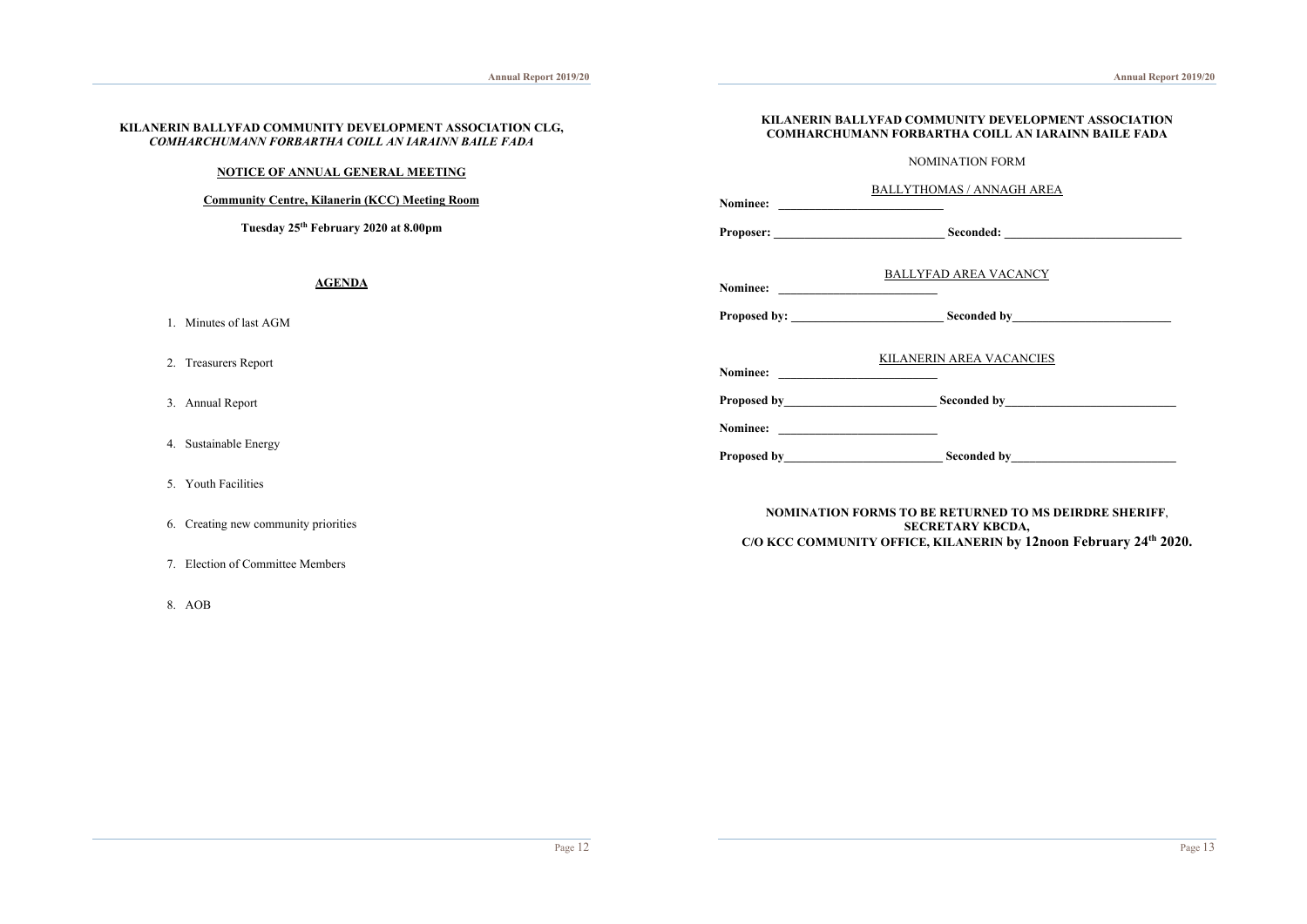**KILANERIN BALLYFAD COMMUNITY DEVELOPMENT ASSOCIATION CLG,**
***COMHARCHUMANN FORBARTHA COILL AN IARAINN BAILE FADA***

**NOTICE OF ANNUAL GENERAL MEETING**

**Community Centre, Kilanerin (KCC) Meeting Room**

**Tuesday 25th February 2020 at 8.00pm**

**AGENDA**

1. Minutes of last AGM
2. Treasurers Report
3. Annual Report
4. Sustainable Energy
5. Youth Facilities
6. Creating new community priorities
7. Election of Committee Members
8. AOB

**KILANERIN BALLYFAD COMMUNITY DEVELOPMENT ASSOCIATION**
**COMHARCHUMANN FORBARTHA COILL AN IARAINN BAILE FADA**

NOMINATION FORM

BALLYTHOMAS / ANNAGH AREA

**Nominee:** ___________________________

**Proposer:** ___________________________ **Seconded:** _____________________________

BALLYFAD AREA VACANCY

**Nominee:** _________________________

**Proposed by:** _________________________ **Seconded by**__________________________

KILANERIN AREA VACANCIES

**Nominee:** _________________________

**Proposed by**_________________________ **Seconded by**____________________________

**Nominee:** _________________________

**Proposed by**_________________________ **Seconded by**___________________________

**NOMINATION FORMS TO BE RETURNED TO MS DEIRDRE SHERIFF**, **SECRETARY KBCDA,**
**C/O KCC COMMUNITY OFFICE, KILANERIN by 12noon February 24th 2020.**